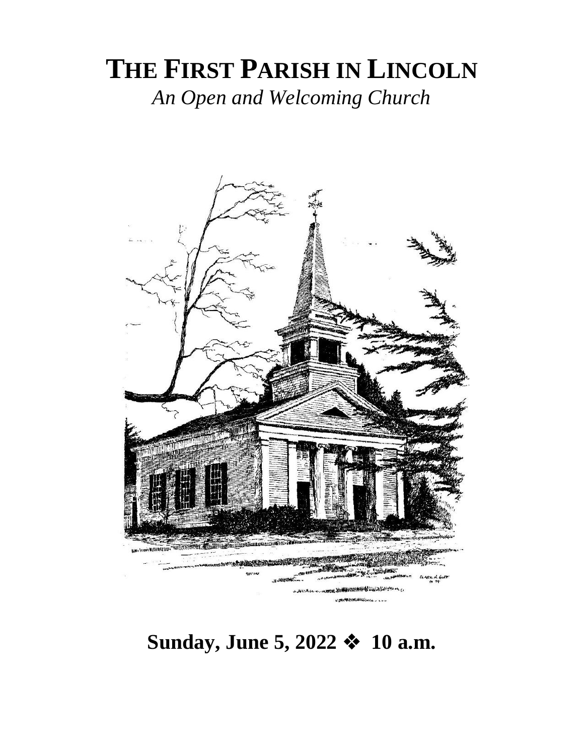# THE FIRST PARISH IN LINCOLN

*An Open and Welcoming Church*

**Sunday, June 5, 2022 ❖ 10 a.m.**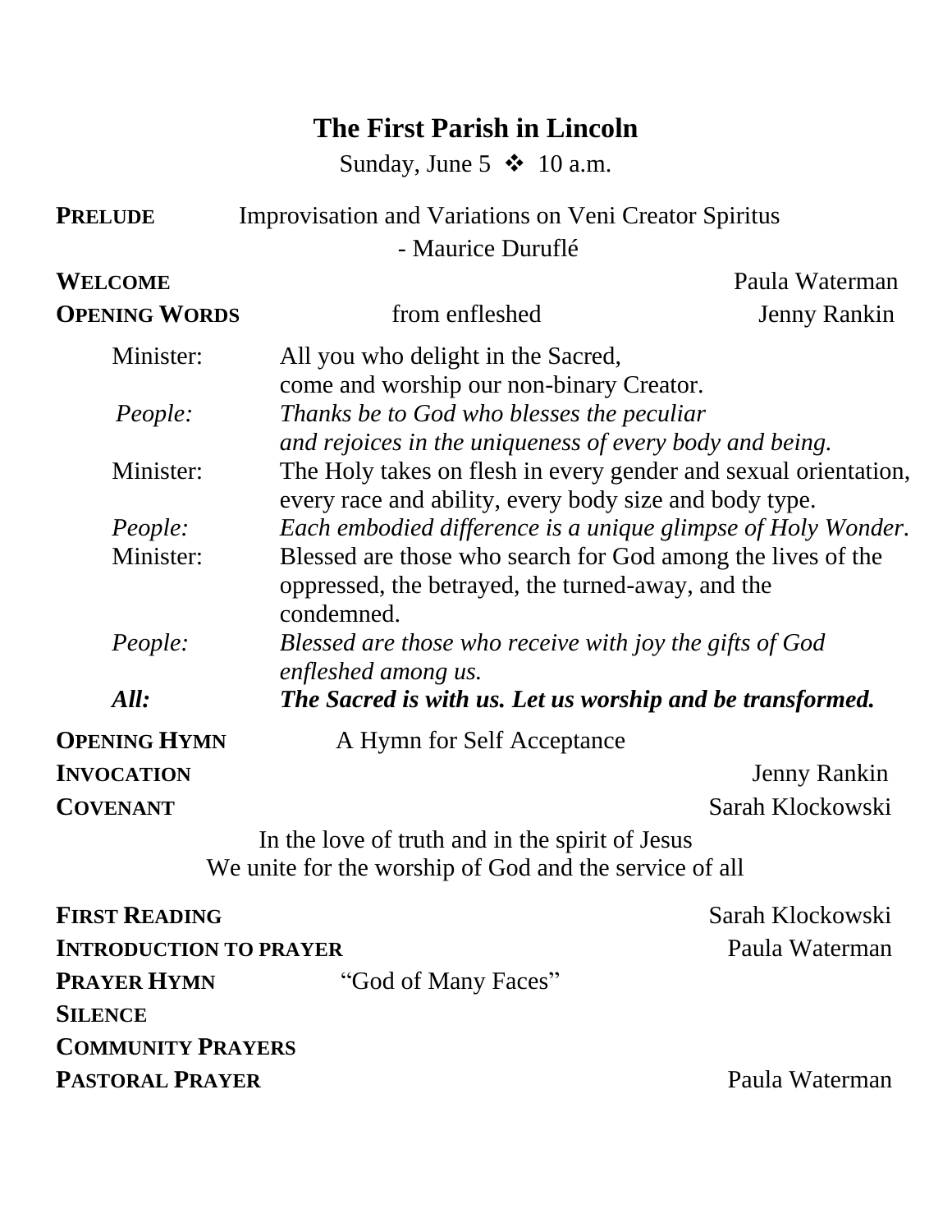# The First Parish in Lincoln

Sunday, June 5 ❖ 10 a.m.

**PRELUDE** Improvisation and Variations on Veni Creator Spiritus - Maurice Duruflé

**WELCOME** Paula Waterman

**OPENING WORDS** from enfleshed Jenny Rankin

Minister: All you who delight in the Sacred, come and worship our non-binary Creator.

*People: Thanks be to God who blesses the peculiar and rejoices in the uniqueness of every body and being.*

Minister: The Holy takes on flesh in every gender and sexual orientation, every race and ability, every body size and body type.

*People: Each embodied difference is a unique glimpse of Holy Wonder.*

Minister: Blessed are those who search for God among the lives of the oppressed, the betrayed, the turned-away, and the condemned.

*People: Blessed are those who receive with joy the gifts of God enfleshed among us.*

***All: The Sacred is with us. Let us worship and be transformed.***

**OPENING HYMN** A Hymn for Self Acceptance

**INVOCATION** Jenny Rankin

**COVENANT** Sarah Klockowski

In the love of truth and in the spirit of Jesus
We unite for the worship of God and the service of all

**FIRST READING** Sarah Klockowski

**INTRODUCTION TO PRAYER** Paula Waterman

**PRAYER HYMN** "God of Many Faces"

**SILENCE**

**COMMUNITY PRAYERS**

**PASTORAL PRAYER** Paula Waterman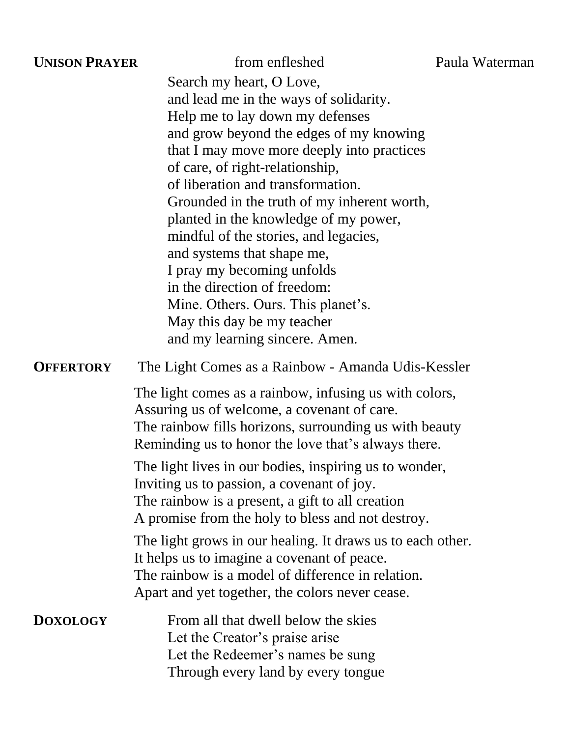**UNISON PRAYER** from enfleshed Paula Waterman

Search my heart, O Love,
and lead me in the ways of solidarity.
Help me to lay down my defenses
and grow beyond the edges of my knowing
that I may move more deeply into practices
of care, of right-relationship,
of liberation and transformation.
Grounded in the truth of my inherent worth,
planted in the knowledge of my power,
mindful of the stories, and legacies,
and systems that shape me,
I pray my becoming unfolds
in the direction of freedom:
Mine. Others. Ours. This planet's.
May this day be my teacher
and my learning sincere. Amen.

**OFFERTORY** The Light Comes as a Rainbow - Amanda Udis-Kessler

The light comes as a rainbow, infusing us with colors,
Assuring us of welcome, a covenant of care.
The rainbow fills horizons, surrounding us with beauty
Reminding us to honor the love that's always there.

The light lives in our bodies, inspiring us to wonder,
Inviting us to passion, a covenant of joy.
The rainbow is a present, a gift to all creation
A promise from the holy to bless and not destroy.

The light grows in our healing. It draws us to each other.
It helps us to imagine a covenant of peace.
The rainbow is a model of difference in relation.
Apart and yet together, the colors never cease.

**DOXOLOGY**

From all that dwell below the skies
Let the Creator's praise arise
Let the Redeemer's names be sung
Through every land by every tongue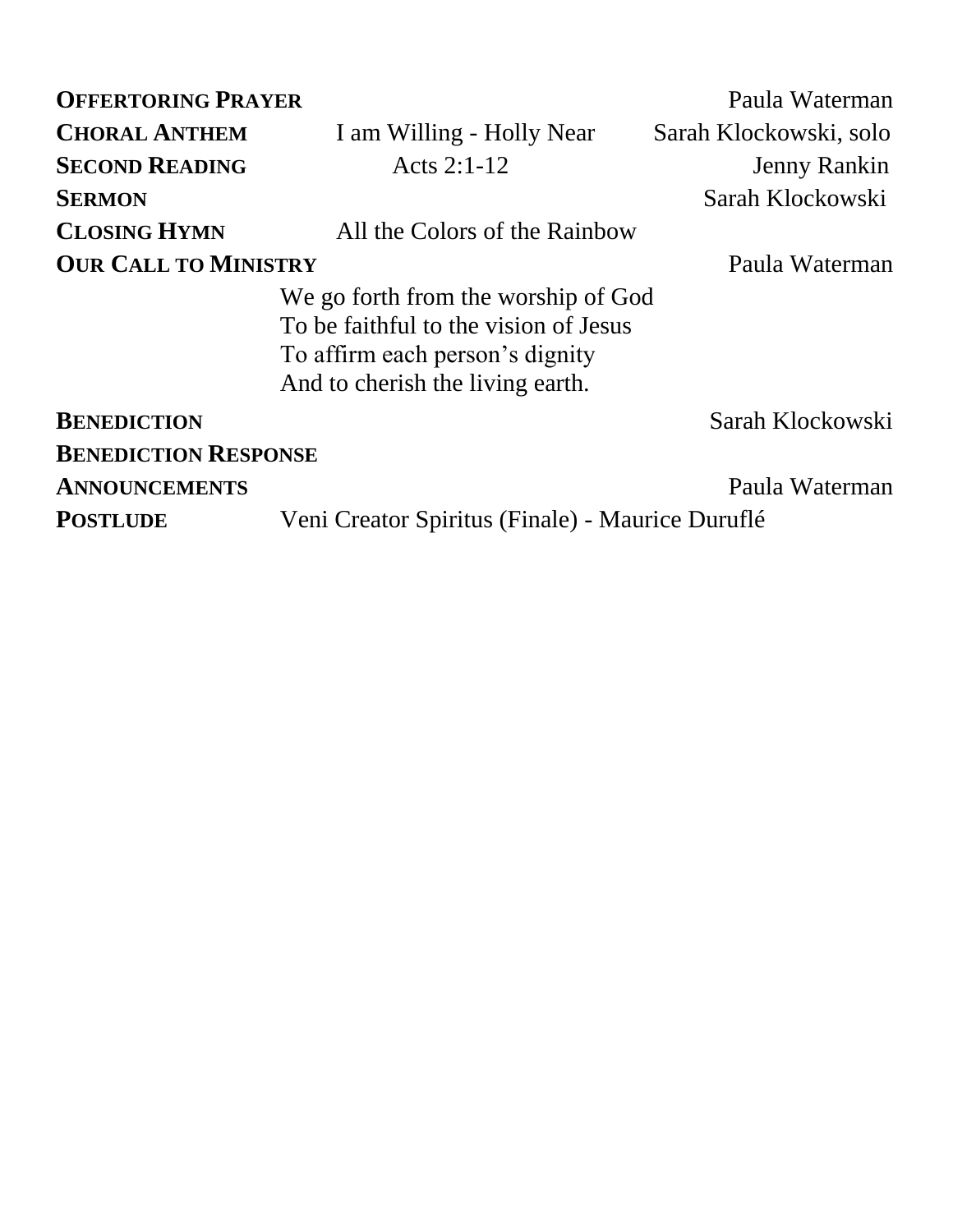| | | |
|---|---|---|
| **OFFERTORING PRAYER** | | Paula Waterman |
| **CHORAL ANTHEM** | I am Willing - Holly Near | Sarah Klockowski, solo |
| **SECOND READING** | Acts 2:1-12 | Jenny Rankin |
| **SERMON** | | Sarah Klockowski |
| **CLOSING HYMN** | All the Colors of the Rainbow | |
| **OUR CALL TO MINISTRY** | | Paula Waterman |

We go forth from the worship of God  
To be faithful to the vision of Jesus  
To affirm each person's dignity  
And to cherish the living earth.

| | | |
|---|---|---|
| **BENEDICTION** | | Sarah Klockowski |
| **BENEDICTION RESPONSE** | | |
| **ANNOUNCEMENTS** | | Paula Waterman |
| **POSTLUDE** | Veni Creator Spiritus (Finale) - Maurice Duruflé | |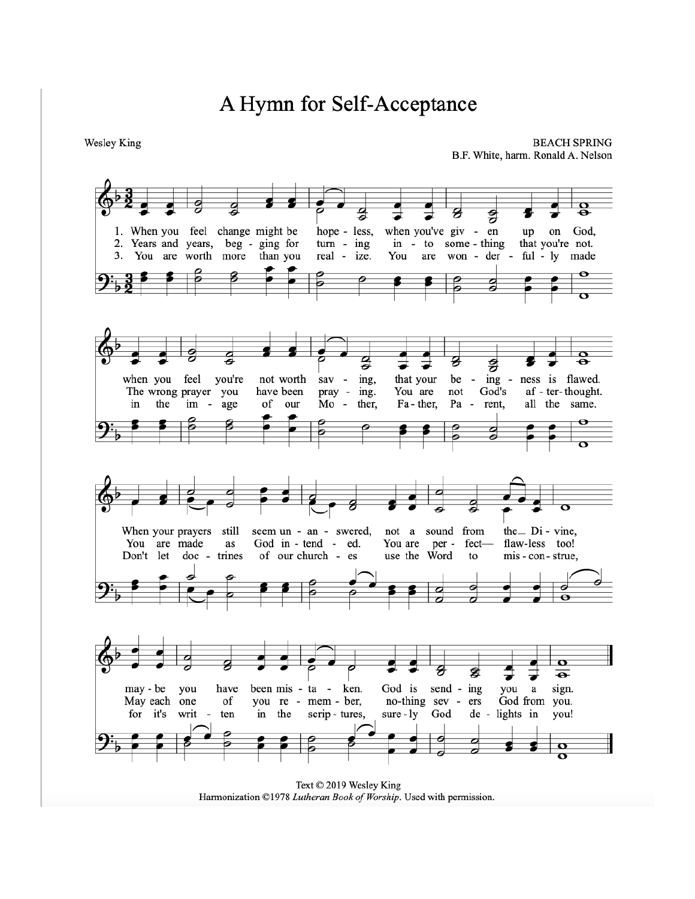# A Hymn for Self-Acceptance

Wesley King

BEACH SPRING
B.F. White, harm. Ronald A. Nelson

1. When you feel change might be hopeless, when you've given up on God,
when you feel you're not worth saving, that your being-ness is flawed.
When your prayers still seem unanswered, not a sound from the Divine,
maybe you have been mistaken. God is sending you a sign.

2. Years and years, begging for turning into something that you're not.
The wrong prayer you have been praying. You are not God's afterthought.
You are made as God intended. You are perfect— flawless too!
May each one of you remember, nothing severs God from you.

3. You are worth more than you realize. You are wonderfully made
in the image of our Mother, Father, Parent, all the same.
Don't let doctrines of our churches use the Word to misconstrue,
for it's written in the scriptures, surely God delights in you!

Text © 2019 Wesley King
Harmonization ©1978 *Lutheran Book of Worship*. Used with permission.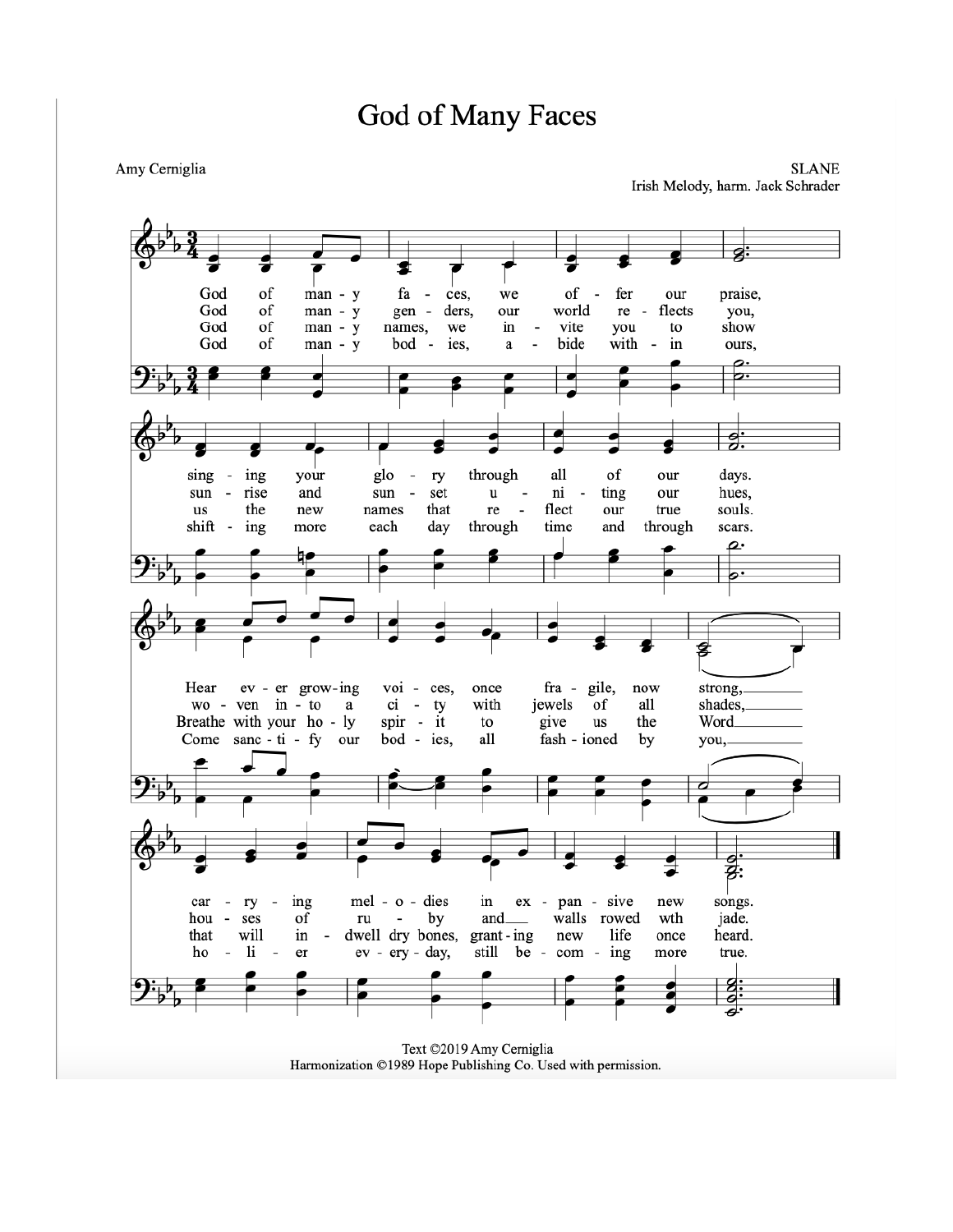# God of Many Faces

Amy Cerniglia

SLANE
Irish Melody, harm. Jack Schrader

1. God of many faces, we offer our praise, singing your glory through all of our days. Hear ever growing voices, once fragile, now strong, carrying melodies in expansive new songs.

2. God of many genders, our world reflects you, sunrise and sunset uniting our hues, woven into a city with jewels of all shades, houses of ruby and walls rowed wth jade.

3. God of many names, we invite you to show us the new names that reflect our true souls. Breathe with your holy spirit to give us the Word that will indwell dry bones, granting new life once heard.

4. God of many bodies, abide within ours, shifting more each day through time and through scars. Come sanctify our bodies, all fashioned by you, holier every-day, still becoming more true.

Text ©2019 Amy Cerniglia
Harmonization ©1989 Hope Publishing Co. Used with permission.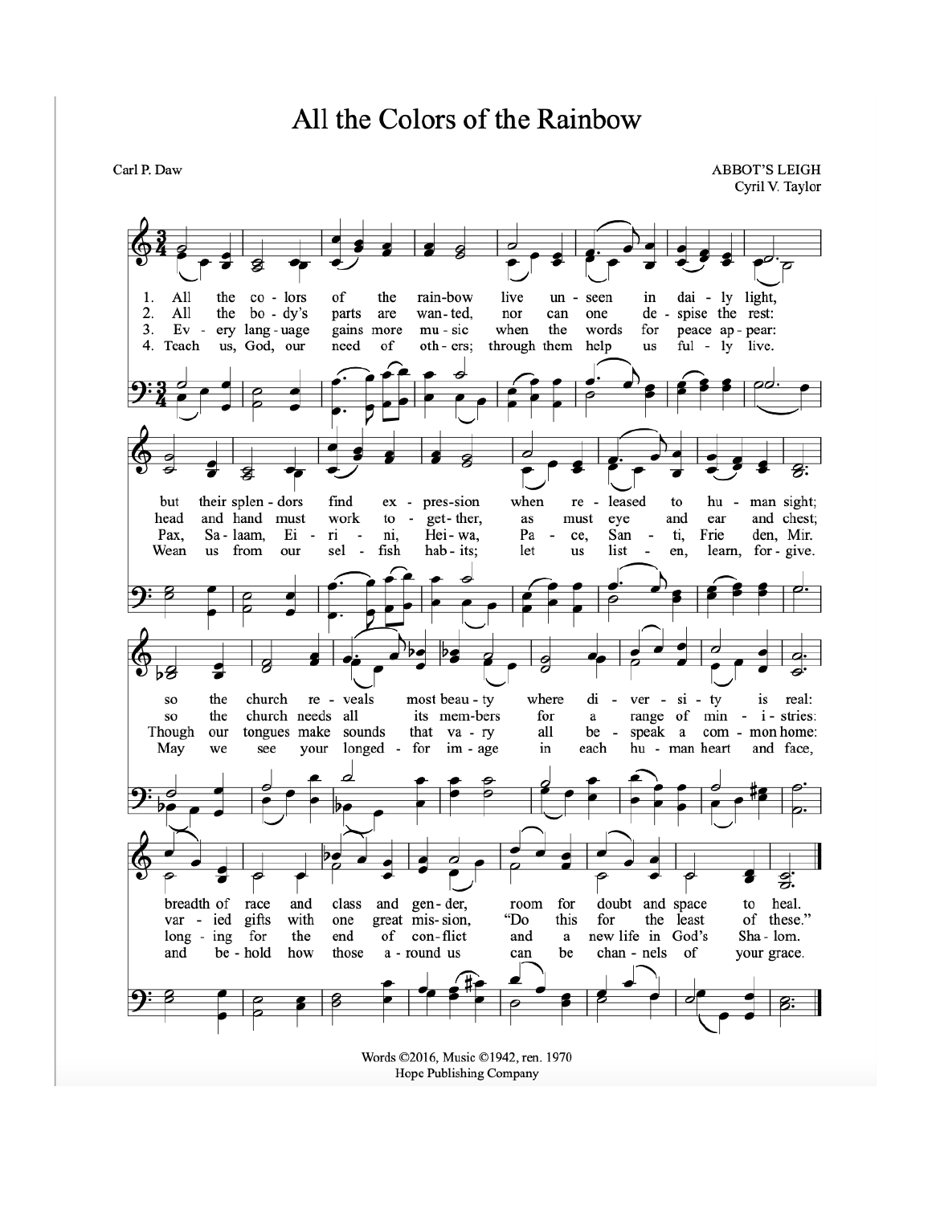# All the Colors of the Rainbow

Carl P. Daw

ABBOT'S LEIGH
Cyril V. Taylor

1. All the colors of the rainbow live unseen in daily light,
but their splendors find expression when released to human sight;
so the church reveals most beauty where diversity is real:
breadth of race and class and gender, room for doubt and space to heal.

2. All the body's parts are wanted, nor can one despise the rest:
head and hand must work together, as must eye and ear and chest;
so the church needs all its members for a range of ministries:
varied gifts with one great mission, "Do this for the least of these."

3. Every language gains more music when the words for peace appear:
Pax, Salaam, Eirini, Heiwa, Pace, Santi, Frieden, Mir.
Though our tongues make sounds that vary all bespeak a common home:
longing for the end of conflict and a new life in God's Shalom.

4. Teach us, God, our need of others; through them help us fully live.
Wean us from our selfish habits; let us listen, learn, forgive.
May we see your longed-for image in each human heart and face,
and behold how those around us can be channels of your grace.

Words ©2016, Music ©1942, ren. 1970
Hope Publishing Company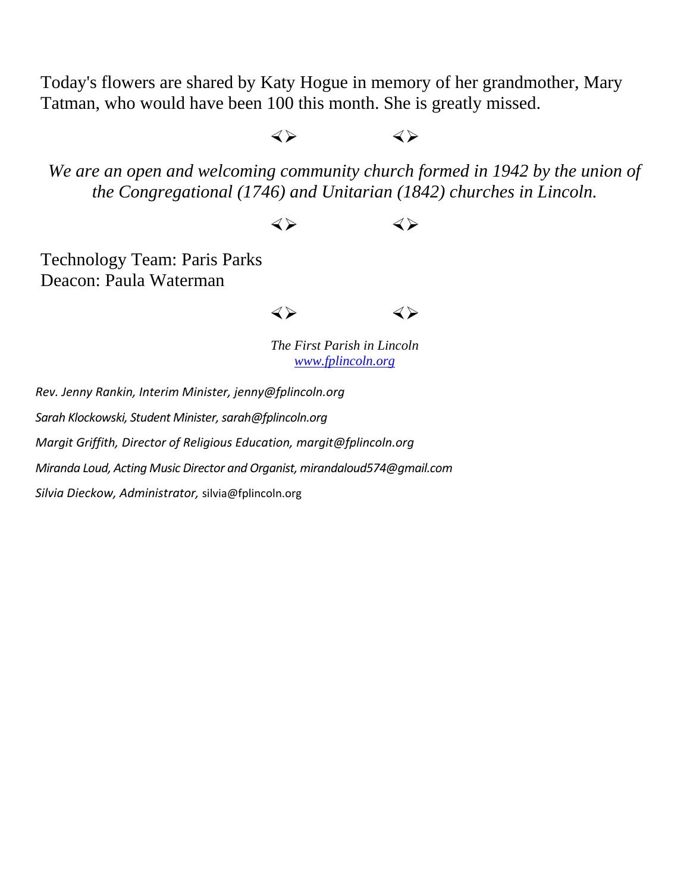Today's flowers are shared by Katy Hogue in memory of her grandmother, Mary Tatman, who would have been 100 this month. She is greatly missed.

≺≻ ≺≻

*We are an open and welcoming community church formed in 1942 by the union of the Congregational (1746) and Unitarian (1842) churches in Lincoln.*

≺≻ ≺≻

Technology Team: Paris Parks
Deacon: Paula Waterman

≺≻ ≺≻

*The First Parish in Lincoln*
*www.fplincoln.org*

*Rev. Jenny Rankin, Interim Minister, jenny@fplincoln.org*

*Sarah Klockowski, Student Minister, sarah@fplincoln.org*

*Margit Griffith, Director of Religious Education, margit@fplincoln.org*

*Miranda Loud, Acting Music Director and Organist, mirandaloud574@gmail.com*

*Silvia Dieckow, Administrator,* silvia@fplincoln.org